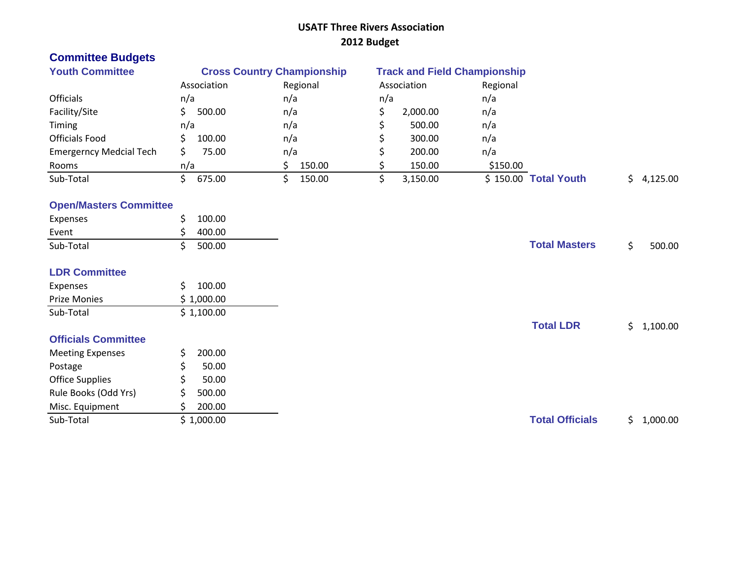# USATF Three Rivers Association
# 2012 Budget

## Committee Budgets

### Youth Committee

| | Cross Country Championship | | Track and Field Championship | | | |
|---|---|---|---|---|---|---|
| | Association | Regional | Association | Regional | | |
| Officials | n/a | n/a | n/a | n/a | | |
| Facility/Site | $ 500.00 | n/a | $ 2,000.00 | n/a | | |
| Timing | n/a | n/a | $ 500.00 | n/a | | |
| Officials Food | $ 100.00 | n/a | $ 300.00 | n/a | | |
| Emergerncy Medcial Tech | $ 75.00 | n/a | $ 200.00 | n/a | | |
| Rooms | n/a | $ 150.00 | $ 150.00 | $150.00 | | |
| Sub-Total | $ 675.00 | $ 150.00 | $ 3,150.00 | $ 150.00 | **Total Youth** | $ 4,125.00 |

### Open/Masters Committee

| | | | |
|---|---|---|---|
| Expenses | $ 100.00 | | |
| Event | $ 400.00 | | |
| Sub-Total | $ 500.00 | **Total Masters** | $ 500.00 |

### LDR Committee

| | | | |
|---|---|---|---|
| Expenses | $ 100.00 | | |
| Prize Monies | $ 1,000.00 | | |
| Sub-Total | $ 1,100.00 | **Total LDR** | $ 1,100.00 |

### Officials Committee

| | | | |
|---|---|---|---|
| Meeting Expenses | $ 200.00 | | |
| Postage | $ 50.00 | | |
| Office Supplies | $ 50.00 | | |
| Rule Books (Odd Yrs) | $ 500.00 | | |
| Misc. Equipment | $ 200.00 | | |
| Sub-Total | $ 1,000.00 | **Total Officials** | $ 1,000.00 |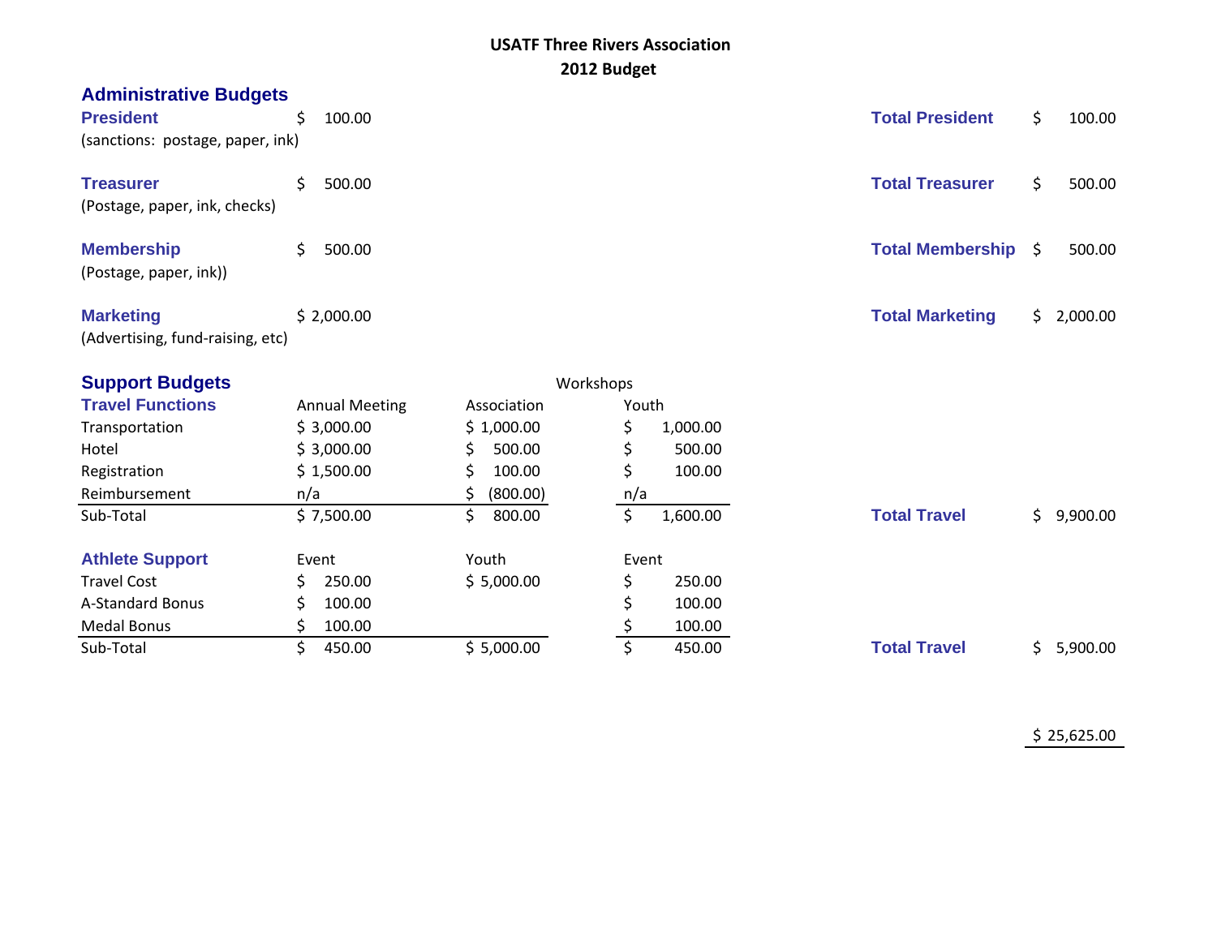**USATF Three Rivers Association**
**2012 Budget**

## Administrative Budgets

| | | | |
|---|---|---|---|
| **President** | $ 100.00 | **Total President** | $ 100.00 |
| (sanctions: postage, paper, ink) | | | |
| **Treasurer** | $ 500.00 | **Total Treasurer** | $ 500.00 |
| (Postage, paper, ink, checks) | | | |
| **Membership** | $ 500.00 | **Total Membership** | $ 500.00 |
| (Postage, paper, ink)) | | | |
| **Marketing** | $ 2,000.00 | **Total Marketing** | $ 2,000.00 |
| (Advertising, fund-raising, etc) | | | |

## Support Budgets

| | | Workshops | | | |
|---|---|---|---|---|---|
| **Travel Functions** | Annual Meeting | Association | Youth | | |
| Transportation | $ 3,000.00 | $ 1,000.00 | $ 1,000.00 | | |
| Hotel | $ 3,000.00 | $ 500.00 | $ 500.00 | | |
| Registration | $ 1,500.00 | $ 100.00 | $ 100.00 | | |
| Reimbursement | n/a | $ (800.00) | n/a | | |
| Sub-Total | $ 7,500.00 | $ 800.00 | $ 1,600.00 | **Total Travel** | $ 9,900.00 |

| | | | | | |
|---|---|---|---|---|---|
| **Athlete Support** | Event | Youth | Event | | |
| Travel Cost | $ 250.00 | $ 5,000.00 | $ 250.00 | | |
| A-Standard Bonus | $ 100.00 | | $ 100.00 | | |
| Medal Bonus | $ 100.00 | | $ 100.00 | | |
| Sub-Total | $ 450.00 | $ 5,000.00 | $ 450.00 | **Total Travel** | $ 5,900.00 |

$ 25,625.00